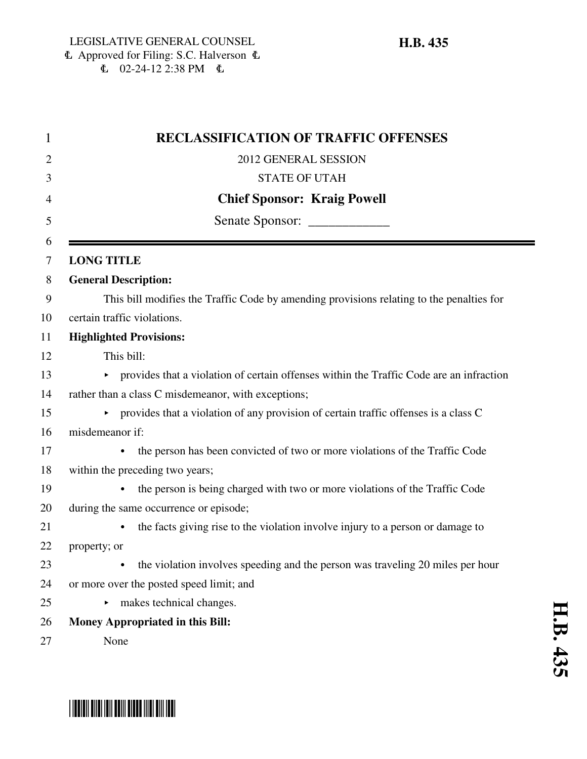LEGISLATIVE GENERAL COUNSEL
Approved for Filing: S.C. Halverson
02-24-12 2:38 PM

**H.B. 435**

# RECLASSIFICATION OF TRAFFIC OFFENSES

2012 GENERAL SESSION

STATE OF UTAH

**Chief Sponsor: Kraig Powell**

Senate Sponsor: ____________

**LONG TITLE**

**General Description:**

This bill modifies the Traffic Code by amending provisions relating to the penalties for certain traffic violations.

**Highlighted Provisions:**

This bill:

- provides that a violation of certain offenses within the Traffic Code are an infraction rather than a class C misdemeanor, with exceptions;
- provides that a violation of any provision of certain traffic offenses is a class C misdemeanor if:
  - the person has been convicted of two or more violations of the Traffic Code within the preceding two years;
  - the person is being charged with two or more violations of the Traffic Code during the same occurrence or episode;
  - the facts giving rise to the violation involve injury to a person or damage to property; or
  - the violation involves speeding and the person was traveling 20 miles per hour or more over the posted speed limit; and
- makes technical changes.

**Money Appropriated in this Bill:**

None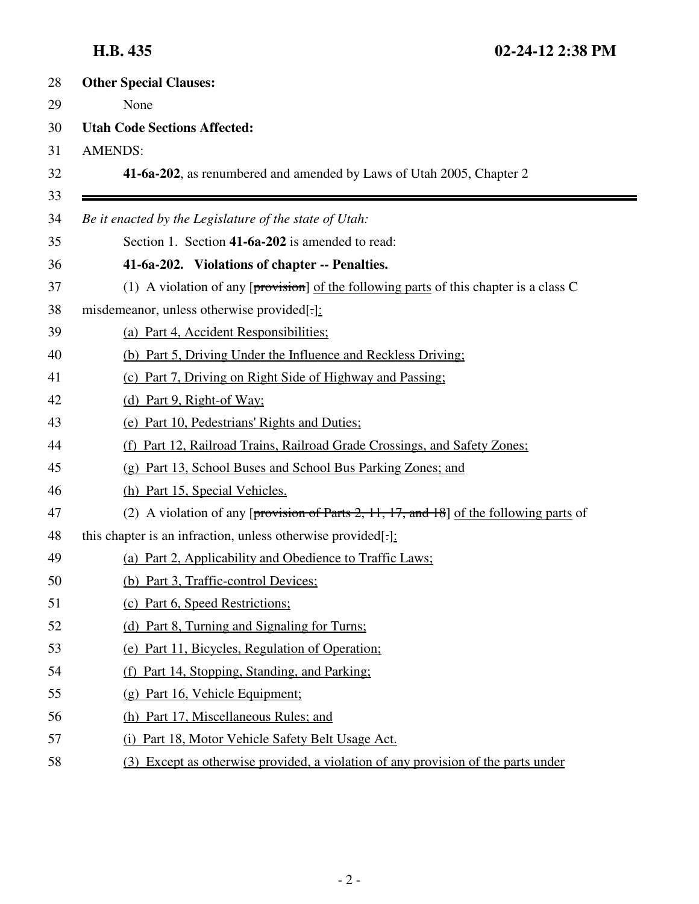**Other Special Clauses:**

None

**Utah Code Sections Affected:**

AMENDS:

**41-6a-202**, as renumbered and amended by Laws of Utah 2005, Chapter 2

---

*Be it enacted by the Legislature of the state of Utah:*

Section 1. Section **41-6a-202** is amended to read:

**41-6a-202. Violations of chapter -- Penalties.**

(1) A violation of any [~~provision~~] <u>of the following parts</u> of this chapter is a class C misdemeanor, unless otherwise provided[~~.~~]<u>:</u>

<u>(a) Part 4, Accident Responsibilities;</u>

<u>(b) Part 5, Driving Under the Influence and Reckless Driving;</u>

<u>(c) Part 7, Driving on Right Side of Highway and Passing;</u>

<u>(d) Part 9, Right-of Way;</u>

<u>(e) Part 10, Pedestrians' Rights and Duties;</u>

<u>(f) Part 12, Railroad Trains, Railroad Grade Crossings, and Safety Zones;</u>

<u>(g) Part 13, School Buses and School Bus Parking Zones; and</u>

<u>(h) Part 15, Special Vehicles.</u>

(2) A violation of any [~~provision of Parts 2, 11, 17, and 18~~] <u>of the following parts</u> of this chapter is an infraction, unless otherwise provided[~~.~~]<u>:</u>

<u>(a) Part 2, Applicability and Obedience to Traffic Laws;</u>

<u>(b) Part 3, Traffic-control Devices;</u>

<u>(c) Part 6, Speed Restrictions;</u>

<u>(d) Part 8, Turning and Signaling for Turns;</u>

<u>(e) Part 11, Bicycles, Regulation of Operation;</u>

<u>(f) Part 14, Stopping, Standing, and Parking;</u>

<u>(g) Part 16, Vehicle Equipment;</u>

<u>(h) Part 17, Miscellaneous Rules; and</u>

<u>(i) Part 18, Motor Vehicle Safety Belt Usage Act.</u>

<u>(3) Except as otherwise provided, a violation of any provision of the parts under</u>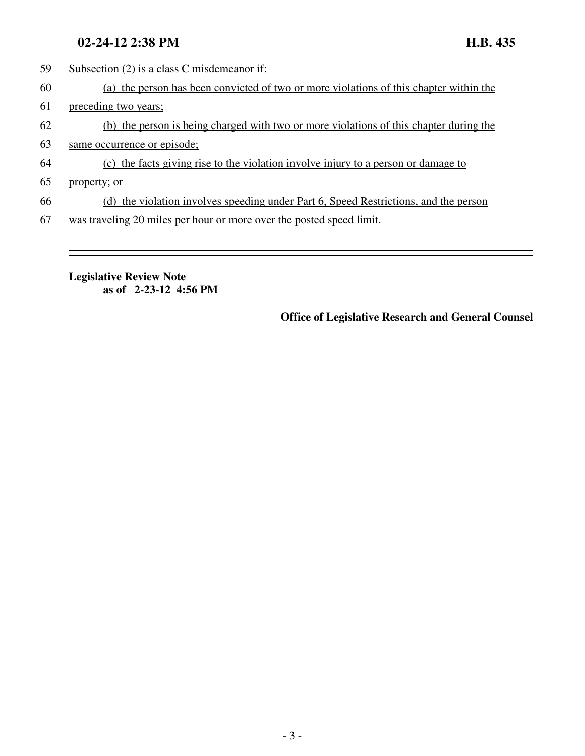Subsection (2) is a class C misdemeanor if:

(a) the person has been convicted of two or more violations of this chapter within the preceding two years;

(b) the person is being charged with two or more violations of this chapter during the same occurrence or episode;

(c) the facts giving rise to the violation involve injury to a person or damage to property; or

(d) the violation involves speeding under Part 6, Speed Restrictions, and the person was traveling 20 miles per hour or more over the posted speed limit.

---

**Legislative Review Note**
**as of 2-23-12 4:56 PM**

**Office of Legislative Research and General Counsel**